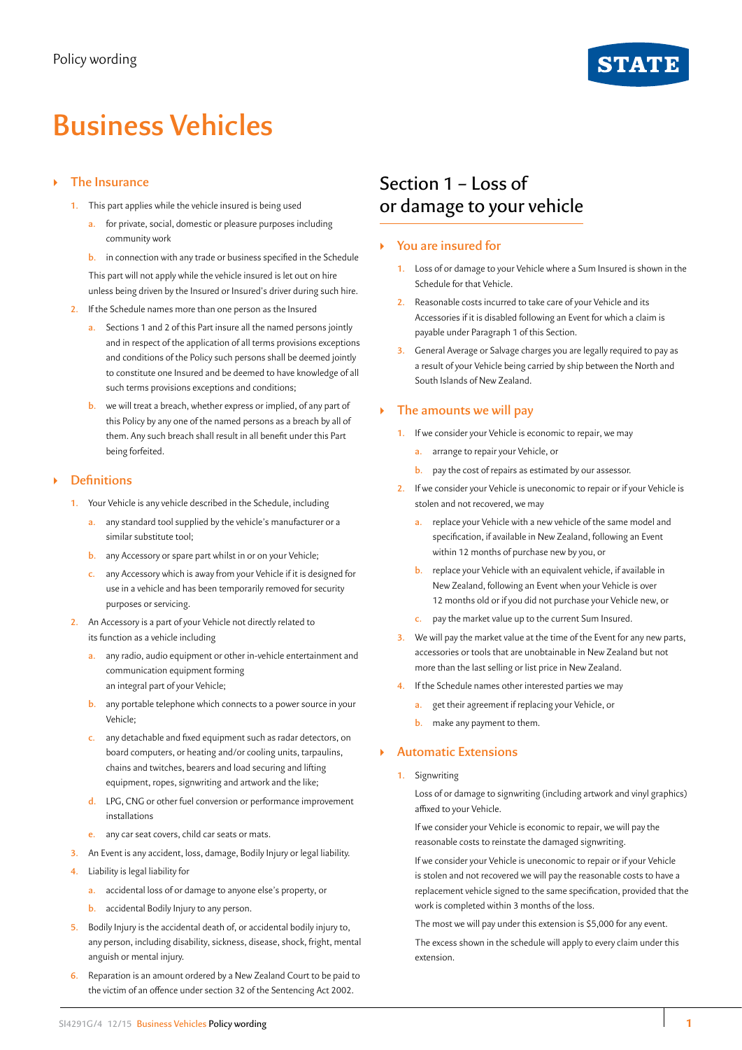# Business Vehicles

## The Insurance

1. This part applies while the vehicle insured is being used
   a. for private, social, domestic or pleasure purposes including community work
   b. in connection with any trade or business specified in the Schedule

   This part will not apply while the vehicle insured is let out on hire unless being driven by the Insured or Insured's driver during such hire.
2. If the Schedule names more than one person as the Insured
   a. Sections 1 and 2 of this Part insure all the named persons jointly and in respect of the application of all terms provisions exceptions and conditions of the Policy such persons shall be deemed jointly to constitute one Insured and be deemed to have knowledge of all such terms provisions exceptions and conditions;
   b. we will treat a breach, whether express or implied, of any part of this Policy by any one of the named persons as a breach by all of them. Any such breach shall result in all benefit under this Part being forfeited.

## Definitions

1. Your Vehicle is any vehicle described in the Schedule, including
   a. any standard tool supplied by the vehicle's manufacturer or a similar substitute tool;
   b. any Accessory or spare part whilst in or on your Vehicle;
   c. any Accessory which is away from your Vehicle if it is designed for use in a vehicle and has been temporarily removed for security purposes or servicing.
2. An Accessory is a part of your Vehicle not directly related to its function as a vehicle including
   a. any radio, audio equipment or other in-vehicle entertainment and communication equipment forming an integral part of your Vehicle;
   b. any portable telephone which connects to a power source in your Vehicle;
   c. any detachable and fixed equipment such as radar detectors, on board computers, or heating and/or cooling units, tarpaulins, chains and twitches, bearers and load securing and lifting equipment, ropes, signwriting and artwork and the like;
   d. LPG, CNG or other fuel conversion or performance improvement installations
   e. any car seat covers, child car seats or mats.
3. An Event is any accident, loss, damage, Bodily Injury or legal liability.
4. Liability is legal liability for
   a. accidental loss of or damage to anyone else's property, or
   b. accidental Bodily Injury to any person.
5. Bodily Injury is the accidental death of, or accidental bodily injury to, any person, including disability, sickness, disease, shock, fright, mental anguish or mental injury.
6. Reparation is an amount ordered by a New Zealand Court to be paid to the victim of an offence under section 32 of the Sentencing Act 2002.

# Section 1 – Loss of or damage to your vehicle

## You are insured for

1. Loss of or damage to your Vehicle where a Sum Insured is shown in the Schedule for that Vehicle.
2. Reasonable costs incurred to take care of your Vehicle and its Accessories if it is disabled following an Event for which a claim is payable under Paragraph 1 of this Section.
3. General Average or Salvage charges you are legally required to pay as a result of your Vehicle being carried by ship between the North and South Islands of New Zealand.

## The amounts we will pay

1. If we consider your Vehicle is economic to repair, we may
   a. arrange to repair your Vehicle, or
   b. pay the cost of repairs as estimated by our assessor.
2. If we consider your Vehicle is uneconomic to repair or if your Vehicle is stolen and not recovered, we may
   a. replace your Vehicle with a new vehicle of the same model and specification, if available in New Zealand, following an Event within 12 months of purchase new by you, or
   b. replace your Vehicle with an equivalent vehicle, if available in New Zealand, following an Event when your Vehicle is over 12 months old or if you did not purchase your Vehicle new, or
   c. pay the market value up to the current Sum Insured.
3. We will pay the market value at the time of the Event for any new parts, accessories or tools that are unobtainable in New Zealand but not more than the last selling or list price in New Zealand.
4. If the Schedule names other interested parties we may
   a. get their agreement if replacing your Vehicle, or
   b. make any payment to them.

## Automatic Extensions

1. Signwriting

   Loss of or damage to signwriting (including artwork and vinyl graphics) affixed to your Vehicle.

   If we consider your Vehicle is economic to repair, we will pay the reasonable costs to reinstate the damaged signwriting.

   If we consider your Vehicle is uneconomic to repair or if your Vehicle is stolen and not recovered we will pay the reasonable costs to have a replacement vehicle signed to the same specification, provided that the work is completed within 3 months of the loss.

   The most we will pay under this extension is $5,000 for any event.

   The excess shown in the schedule will apply to every claim under this extension.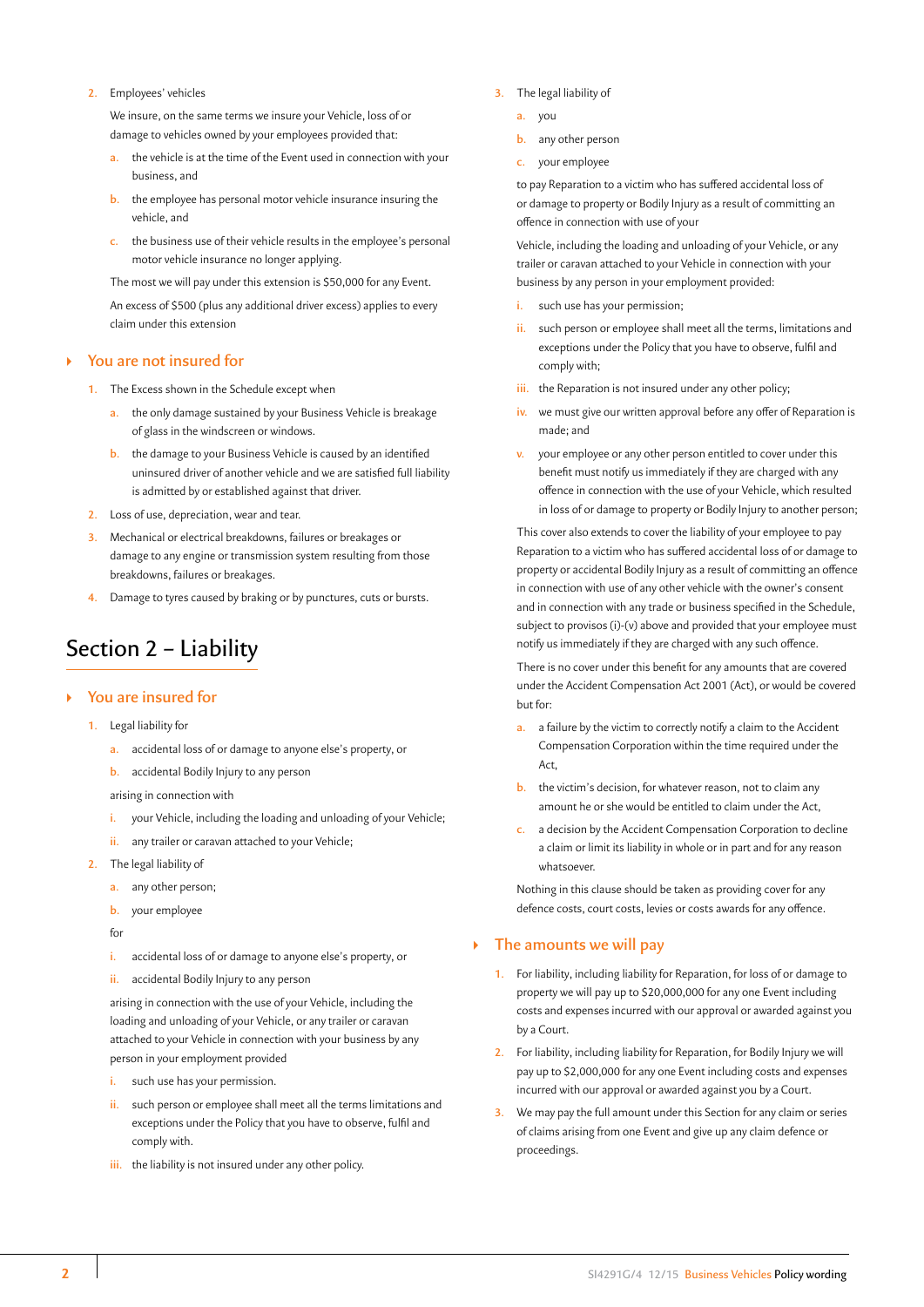2. Employees' vehicles

   We insure, on the same terms we insure your Vehicle, loss of or damage to vehicles owned by your employees provided that:

   a. the vehicle is at the time of the Event used in connection with your business, and
   b. the employee has personal motor vehicle insurance insuring the vehicle, and
   c. the business use of their vehicle results in the employee's personal motor vehicle insurance no longer applying.

   The most we will pay under this extension is $50,000 for any Event.

   An excess of $500 (plus any additional driver excess) applies to every claim under this extension

### You are not insured for

1. The Excess shown in the Schedule except when
   a. the only damage sustained by your Business Vehicle is breakage of glass in the windscreen or windows.
   b. the damage to your Business Vehicle is caused by an identified uninsured driver of another vehicle and we are satisfied full liability is admitted by or established against that driver.
2. Loss of use, depreciation, wear and tear.
3. Mechanical or electrical breakdowns, failures or breakages or damage to any engine or transmission system resulting from those breakdowns, failures or breakages.
4. Damage to tyres caused by braking or by punctures, cuts or bursts.

## Section 2 – Liability

### You are insured for

1. Legal liability for
   a. accidental loss of or damage to anyone else's property, or
   b. accidental Bodily Injury to any person

   arising in connection with

   i. your Vehicle, including the loading and unloading of your Vehicle;
   ii. any trailer or caravan attached to your Vehicle;
2. The legal liability of
   a. any other person;
   b. your employee

   for

   i. accidental loss of or damage to anyone else's property, or
   ii. accidental Bodily Injury to any person

   arising in connection with the use of your Vehicle, including the loading and unloading of your Vehicle, or any trailer or caravan attached to your Vehicle in connection with your business by any person in your employment provided

   i. such use has your permission.
   ii. such person or employee shall meet all the terms limitations and exceptions under the Policy that you have to observe, fulfil and comply with.
   iii. the liability is not insured under any other policy.
3. The legal liability of
   a. you
   b. any other person
   c. your employee

   to pay Reparation to a victim who has suffered accidental loss of or damage to property or Bodily Injury as a result of committing an offence in connection with use of your

   Vehicle, including the loading and unloading of your Vehicle, or any trailer or caravan attached to your Vehicle in connection with your business by any person in your employment provided:

   i. such use has your permission;
   ii. such person or employee shall meet all the terms, limitations and exceptions under the Policy that you have to observe, fulfil and comply with;
   iii. the Reparation is not insured under any other policy;
   iv. we must give our written approval before any offer of Reparation is made; and
   v. your employee or any other person entitled to cover under this benefit must notify us immediately if they are charged with any offence in connection with the use of your Vehicle, which resulted in loss of or damage to property or Bodily Injury to another person;

   This cover also extends to cover the liability of your employee to pay Reparation to a victim who has suffered accidental loss of or damage to property or accidental Bodily Injury as a result of committing an offence in connection with use of any other vehicle with the owner's consent and in connection with any trade or business specified in the Schedule, subject to provisos (i)-(v) above and provided that your employee must notify us immediately if they are charged with any such offence.

   There is no cover under this benefit for any amounts that are covered under the Accident Compensation Act 2001 (Act), or would be covered but for:

   a. a failure by the victim to correctly notify a claim to the Accident Compensation Corporation within the time required under the Act,
   b. the victim's decision, for whatever reason, not to claim any amount he or she would be entitled to claim under the Act,
   c. a decision by the Accident Compensation Corporation to decline a claim or limit its liability in whole or in part and for any reason whatsoever.

   Nothing in this clause should be taken as providing cover for any defence costs, court costs, levies or costs awards for any offence.

### The amounts we will pay

1. For liability, including liability for Reparation, for loss of or damage to property we will pay up to $20,000,000 for any one Event including costs and expenses incurred with our approval or awarded against you by a Court.
2. For liability, including liability for Reparation, for Bodily Injury we will pay up to $2,000,000 for any one Event including costs and expenses incurred with our approval or awarded against you by a Court.
3. We may pay the full amount under this Section for any claim or series of claims arising from one Event and give up any claim defence or proceedings.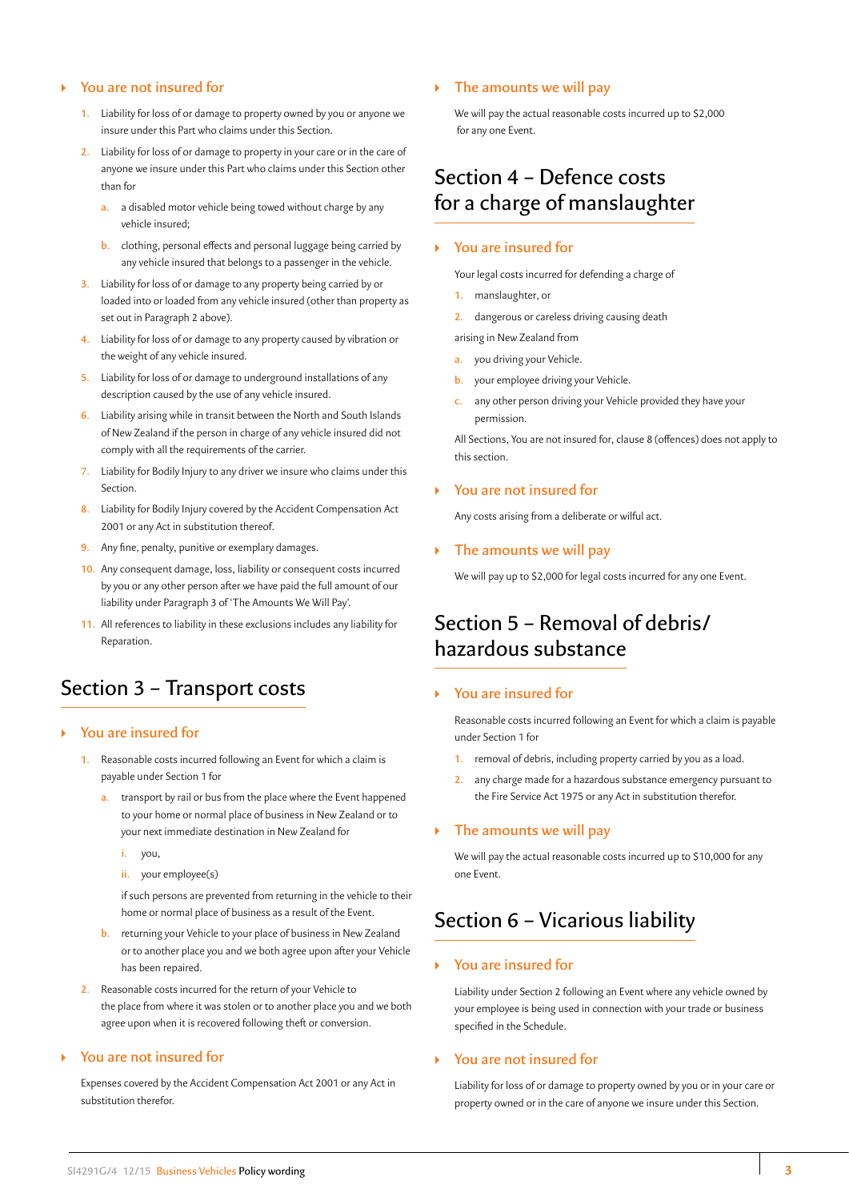### You are not insured for

1. Liability for loss of or damage to property owned by you or anyone we insure under this Part who claims under this Section.
2. Liability for loss of or damage to property in your care or in the care of anyone we insure under this Part who claims under this Section other than for
   a. a disabled motor vehicle being towed without charge by any vehicle insured;
   b. clothing, personal effects and personal luggage being carried by any vehicle insured that belongs to a passenger in the vehicle.
3. Liability for loss of or damage to any property being carried by or loaded into or loaded from any vehicle insured (other than property as set out in Paragraph 2 above).
4. Liability for loss of or damage to any property caused by vibration or the weight of any vehicle insured.
5. Liability for loss of or damage to underground installations of any description caused by the use of any vehicle insured.
6. Liability arising while in transit between the North and South Islands of New Zealand if the person in charge of any vehicle insured did not comply with all the requirements of the carrier.
7. Liability for Bodily Injury to any driver we insure who claims under this Section.
8. Liability for Bodily Injury covered by the Accident Compensation Act 2001 or any Act in substitution thereof.
9. Any fine, penalty, punitive or exemplary damages.
10. Any consequent damage, loss, liability or consequent costs incurred by you or any other person after we have paid the full amount of our liability under Paragraph 3 of 'The Amounts We Will Pay'.
11. All references to liability in these exclusions includes any liability for Reparation.

## Section 3 – Transport costs

### You are insured for

1. Reasonable costs incurred following an Event for which a claim is payable under Section 1 for
   a. transport by rail or bus from the place where the Event happened to your home or normal place of business in New Zealand or to your next immediate destination in New Zealand for
      i. you,
      ii. your employee(s)

      if such persons are prevented from returning in the vehicle to their home or normal place of business as a result of the Event.
   b. returning your Vehicle to your place of business in New Zealand or to another place you and we both agree upon after your Vehicle has been repaired.
2. Reasonable costs incurred for the return of your Vehicle to the place from where it was stolen or to another place you and we both agree upon when it is recovered following theft or conversion.

### You are not insured for

Expenses covered by the Accident Compensation Act 2001 or any Act in substitution therefor.

### The amounts we will pay

We will pay the actual reasonable costs incurred up to $2,000 for any one Event.

## Section 4 – Defence costs for a charge of manslaughter

### You are insured for

Your legal costs incurred for defending a charge of

1. manslaughter, or
2. dangerous or careless driving causing death

arising in New Zealand from

a. you driving your Vehicle.
b. your employee driving your Vehicle.
c. any other person driving your Vehicle provided they have your permission.

All Sections, You are not insured for, clause 8 (offences) does not apply to this section.

### You are not insured for

Any costs arising from a deliberate or wilful act.

### The amounts we will pay

We will pay up to $2,000 for legal costs incurred for any one Event.

## Section 5 – Removal of debris/ hazardous substance

### You are insured for

Reasonable costs incurred following an Event for which a claim is payable under Section 1 for

1. removal of debris, including property carried by you as a load.
2. any charge made for a hazardous substance emergency pursuant to the Fire Service Act 1975 or any Act in substitution therefor.

### The amounts we will pay

We will pay the actual reasonable costs incurred up to $10,000 for any one Event.

## Section 6 – Vicarious liability

### You are insured for

Liability under Section 2 following an Event where any vehicle owned by your employee is being used in connection with your trade or business specified in the Schedule.

### You are not insured for

Liability for loss of or damage to property owned by you or in your care or property owned or in the care of anyone we insure under this Section.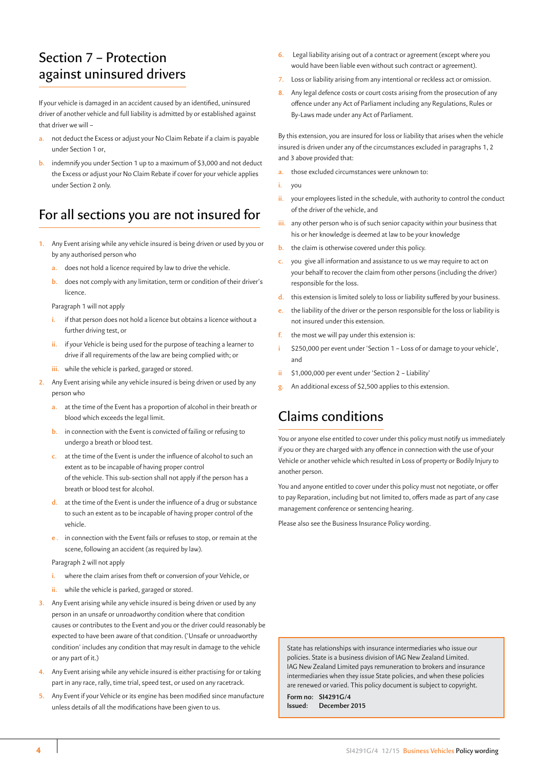## Section 7 – Protection against uninsured drivers

If your vehicle is damaged in an accident caused by an identified, uninsured driver of another vehicle and full liability is admitted by or established against that driver we will –

a. not deduct the Excess or adjust your No Claim Rebate if a claim is payable under Section 1 or,

b. indemnify you under Section 1 up to a maximum of $3,000 and not deduct the Excess or adjust your No Claim Rebate if cover for your vehicle applies under Section 2 only.

## For all sections you are not insured for

1. Any Event arising while any vehicle insured is being driven or used by you or by any authorised person who
   a. does not hold a licence required by law to drive the vehicle.
   b. does not comply with any limitation, term or condition of their driver's licence.

   Paragraph 1 will not apply
   i. if that person does not hold a licence but obtains a licence without a further driving test, or
   ii. if your Vehicle is being used for the purpose of teaching a learner to drive if all requirements of the law are being complied with; or
   iii. while the vehicle is parked, garaged or stored.
2. Any Event arising while any vehicle insured is being driven or used by any person who
   a. at the time of the Event has a proportion of alcohol in their breath or blood which exceeds the legal limit.
   b. in connection with the Event is convicted of failing or refusing to undergo a breath or blood test.
   c. at the time of the Event is under the influence of alcohol to such an extent as to be incapable of having proper control of the vehicle. This sub-section shall not apply if the person has a breath or blood test for alcohol.
   d. at the time of the Event is under the influence of a drug or substance to such an extent as to be incapable of having proper control of the vehicle.
   e. in connection with the Event fails or refuses to stop, or remain at the scene, following an accident (as required by law).

   Paragraph 2 will not apply
   i. where the claim arises from theft or conversion of your Vehicle, or
   ii. while the vehicle is parked, garaged or stored.
3. Any Event arising while any vehicle insured is being driven or used by any person in an unsafe or unroadworthy condition where that condition causes or contributes to the Event and you or the driver could reasonably be expected to have been aware of that condition. ('Unsafe or unroadworthy condition' includes any condition that may result in damage to the vehicle or any part of it.)
4. Any Event arising while any vehicle insured is either practising for or taking part in any race, rally, time trial, speed test, or used on any racetrack.
5. Any Event if your Vehicle or its engine has been modified since manufacture unless details of all the modifications have been given to us.
6. Legal liability arising out of a contract or agreement (except where you would have been liable even without such contract or agreement).
7. Loss or liability arising from any intentional or reckless act or omission.
8. Any legal defence costs or court costs arising from the prosecution of any offence under any Act of Parliament including any Regulations, Rules or By-Laws made under any Act of Parliament.

By this extension, you are insured for loss or liability that arises when the vehicle insured is driven under any of the circumstances excluded in paragraphs 1, 2 and 3 above provided that:

a. those excluded circumstances were unknown to:
   i. you
   ii. your employees listed in the schedule, with authority to control the conduct of the driver of the vehicle, and
   iii. any other person who is of such senior capacity within your business that his or her knowledge is deemed at law to be your knowledge
b. the claim is otherwise covered under this policy.
c. you give all information and assistance to us we may require to act on your behalf to recover the claim from other persons (including the driver) responsible for the loss.
d. this extension is limited solely to loss or liability suffered by your business.
e. the liability of the driver or the person responsible for the loss or liability is not insured under this extension.
f. the most we will pay under this extension is:
   i $250,000 per event under 'Section 1 – Loss of or damage to your vehicle', and
   ii $1,000,000 per event under 'Section 2 – Liability'
g. An additional excess of $2,500 applies to this extension.

## Claims conditions

You or anyone else entitled to cover under this policy must notify us immediately if you or they are charged with any offence in connection with the use of your Vehicle or another vehicle which resulted in Loss of property or Bodily Injury to another person.

You and anyone entitled to cover under this policy must not negotiate, or offer to pay Reparation, including but not limited to, offers made as part of any case management conference or sentencing hearing.

Please also see the Business Insurance Policy wording.

State has relationships with insurance intermediaries who issue our policies. State is a business division of IAG New Zealand Limited. IAG New Zealand Limited pays remuneration to brokers and insurance intermediaries when they issue State policies, and when these policies are renewed or varied. This policy document is subject to copyright.

**Form no: SI4291G/4**
**Issued: December 2015**